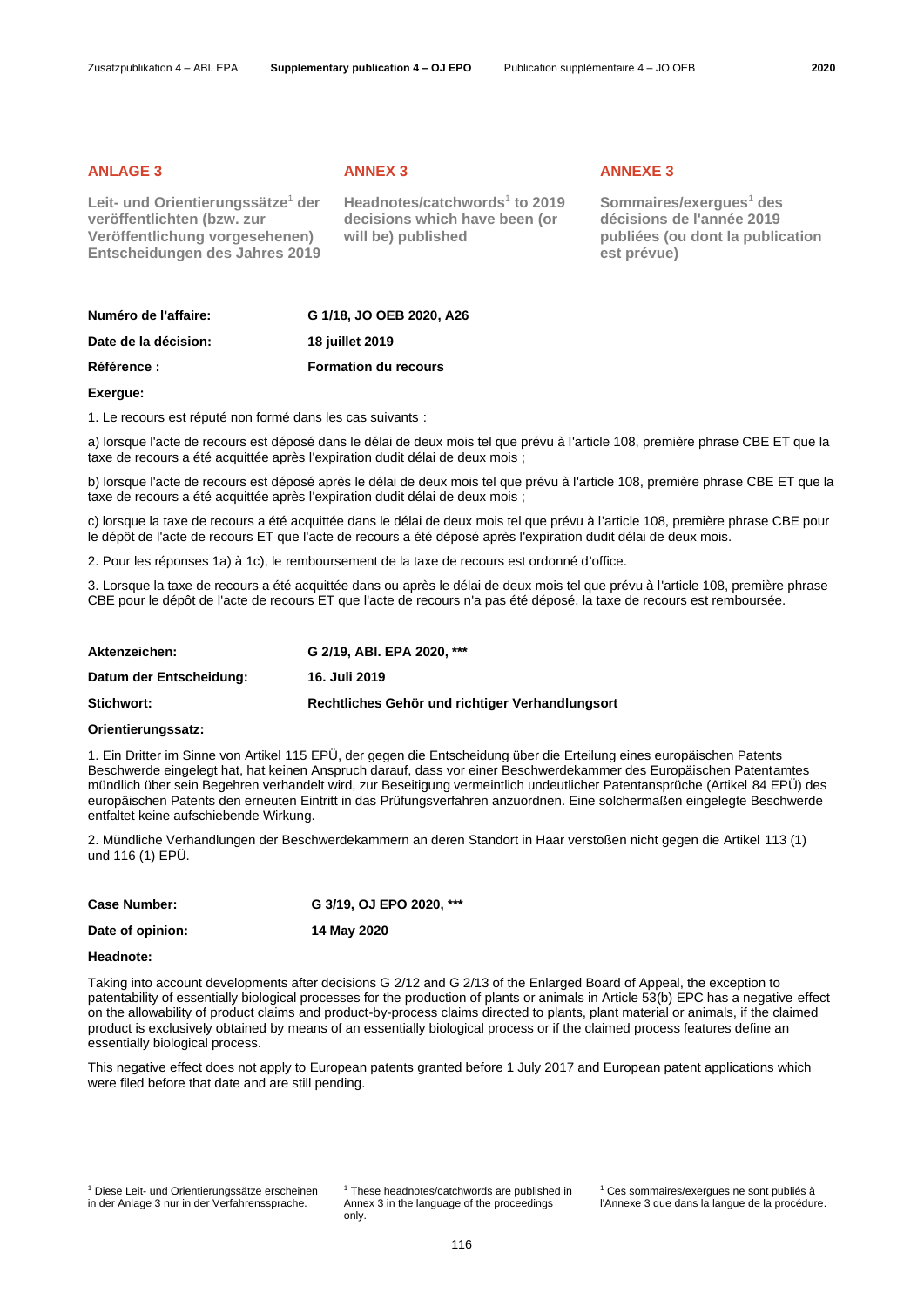## ANLAGE 3

**Leit- und Orientierungssätze[1] der veröffentlichten (bzw. zur Veröffentlichung vorgesehenen) Entscheidungen des Jahres 2019**

## ANNEX 3

**Headnotes/catchwords[1] to 2019 decisions which have been (or will be) published**

## ANNEXE 3

**Sommaires/exergues[1] des décisions de l'année 2019 publiées (ou dont la publication est prévue)**

| | |
|---|---|
| **Numéro de l'affaire:** | **G 1/18, JO OEB 2020, A26** |
| **Date de la décision:** | **18 juillet 2019** |
| **Référence :** | **Formation du recours** |

**Exergue:**

1. Le recours est réputé non formé dans les cas suivants :

a) lorsque l'acte de recours est déposé dans le délai de deux mois tel que prévu à l'article 108, première phrase CBE ET que la taxe de recours a été acquittée après l'expiration dudit délai de deux mois ;

b) lorsque l'acte de recours est déposé après le délai de deux mois tel que prévu à l'article 108, première phrase CBE ET que la taxe de recours a été acquittée après l'expiration dudit délai de deux mois ;

c) lorsque la taxe de recours a été acquittée dans le délai de deux mois tel que prévu à l'article 108, première phrase CBE pour le dépôt de l'acte de recours ET que l'acte de recours a été déposé après l'expiration dudit délai de deux mois.

2. Pour les réponses 1a) à 1c), le remboursement de la taxe de recours est ordonné d'office.

3. Lorsque la taxe de recours a été acquittée dans ou après le délai de deux mois tel que prévu à l'article 108, première phrase CBE pour le dépôt de l'acte de recours ET que l'acte de recours n'a pas été déposé, la taxe de recours est remboursée.

| | |
|---|---|
| **Aktenzeichen:** | **G 2/19, ABl. EPA 2020, \*\*\*** |
| **Datum der Entscheidung:** | **16. Juli 2019** |
| **Stichwort:** | **Rechtliches Gehör und richtiger Verhandlungsort** |

**Orientierungssatz:**

1. Ein Dritter im Sinne von Artikel 115 EPÜ, der gegen die Entscheidung über die Erteilung eines europäischen Patents Beschwerde eingelegt hat, hat keinen Anspruch darauf, dass vor einer Beschwerdekammer des Europäischen Patentamtes mündlich über sein Begehren verhandelt wird, zur Beseitigung vermeintlich undeutlicher Patentansprüche (Artikel 84 EPÜ) des europäischen Patents den erneuten Eintritt in das Prüfungsverfahren anzuordnen. Eine solchermaßen eingelegte Beschwerde entfaltet keine aufschiebende Wirkung.

2. Mündliche Verhandlungen der Beschwerdekammern an deren Standort in Haar verstoßen nicht gegen die Artikel 113 (1) und 116 (1) EPÜ.

| | |
|---|---|
| **Case Number:** | **G 3/19, OJ EPO 2020, \*\*\*** |
| **Date of opinion:** | **14 May 2020** |

**Headnote:**

Taking into account developments after decisions G 2/12 and G 2/13 of the Enlarged Board of Appeal, the exception to patentability of essentially biological processes for the production of plants or animals in Article 53(b) EPC has a negative effect on the allowability of product claims and product-by-process claims directed to plants, plant material or animals, if the claimed product is exclusively obtained by means of an essentially biological process or if the claimed process features define an essentially biological process.

This negative effect does not apply to European patents granted before 1 July 2017 and European patent applications which were filed before that date and are still pending.

[1] Diese Leit- und Orientierungssätze erscheinen in der Anlage 3 nur in der Verfahrenssprache.

[1] These headnotes/catchwords are published in Annex 3 in the language of the proceedings only.

[1] Ces sommaires/exergues ne sont publiés à l'Annexe 3 que dans la langue de la procédure.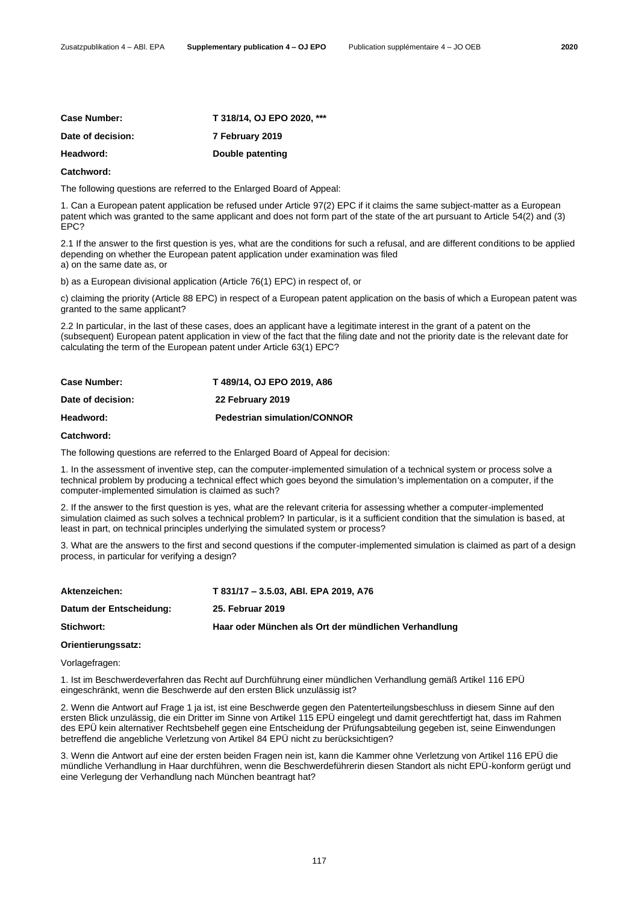| | |
|---|---|
| **Case Number:** | **T 318/14, OJ EPO 2020, \*\*\*** |
| **Date of decision:** | **7 February 2019** |
| **Headword:** | **Double patenting** |

**Catchword:**

The following questions are referred to the Enlarged Board of Appeal:

1. Can a European patent application be refused under Article 97(2) EPC if it claims the same subject-matter as a European patent which was granted to the same applicant and does not form part of the state of the art pursuant to Article 54(2) and (3) EPC?

2.1 If the answer to the first question is yes, what are the conditions for such a refusal, and are different conditions to be applied depending on whether the European patent application under examination was filed
a) on the same date as, or

b) as a European divisional application (Article 76(1) EPC) in respect of, or

c) claiming the priority (Article 88 EPC) in respect of a European patent application on the basis of which a European patent was granted to the same applicant?

2.2 In particular, in the last of these cases, does an applicant have a legitimate interest in the grant of a patent on the (subsequent) European patent application in view of the fact that the filing date and not the priority date is the relevant date for calculating the term of the European patent under Article 63(1) EPC?

| | |
|---|---|
| **Case Number:** | **T 489/14, OJ EPO 2019, A86** |
| **Date of decision:** | **22 February 2019** |
| **Headword:** | **Pedestrian simulation/CONNOR** |

**Catchword:**

The following questions are referred to the Enlarged Board of Appeal for decision:

1. In the assessment of inventive step, can the computer-implemented simulation of a technical system or process solve a technical problem by producing a technical effect which goes beyond the simulation's implementation on a computer, if the computer-implemented simulation is claimed as such?

2. If the answer to the first question is yes, what are the relevant criteria for assessing whether a computer-implemented simulation claimed as such solves a technical problem? In particular, is it a sufficient condition that the simulation is based, at least in part, on technical principles underlying the simulated system or process?

3. What are the answers to the first and second questions if the computer-implemented simulation is claimed as part of a design process, in particular for verifying a design?

| | |
|---|---|
| **Aktenzeichen:** | **T 831/17 – 3.5.03, ABl. EPA 2019, A76** |
| **Datum der Entscheidung:** | **25. Februar 2019** |
| **Stichwort:** | **Haar oder München als Ort der mündlichen Verhandlung** |

**Orientierungssatz:**

Vorlagefragen:

1. Ist im Beschwerdeverfahren das Recht auf Durchführung einer mündlichen Verhandlung gemäß Artikel 116 EPÜ eingeschränkt, wenn die Beschwerde auf den ersten Blick unzulässig ist?

2. Wenn die Antwort auf Frage 1 ja ist, ist eine Beschwerde gegen den Patenterteilungsbeschluss in diesem Sinne auf den ersten Blick unzulässig, die ein Dritter im Sinne von Artikel 115 EPÜ eingelegt und damit gerechtfertigt hat, dass im Rahmen des EPÜ kein alternativer Rechtsbehelf gegen eine Entscheidung der Prüfungsabteilung gegeben ist, seine Einwendungen betreffend die angebliche Verletzung von Artikel 84 EPÜ nicht zu berücksichtigen?

3. Wenn die Antwort auf eine der ersten beiden Fragen nein ist, kann die Kammer ohne Verletzung von Artikel 116 EPÜ die mündliche Verhandlung in Haar durchführen, wenn die Beschwerdeführerin diesen Standort als nicht EPÜ-konform gerügt und eine Verlegung der Verhandlung nach München beantragt hat?